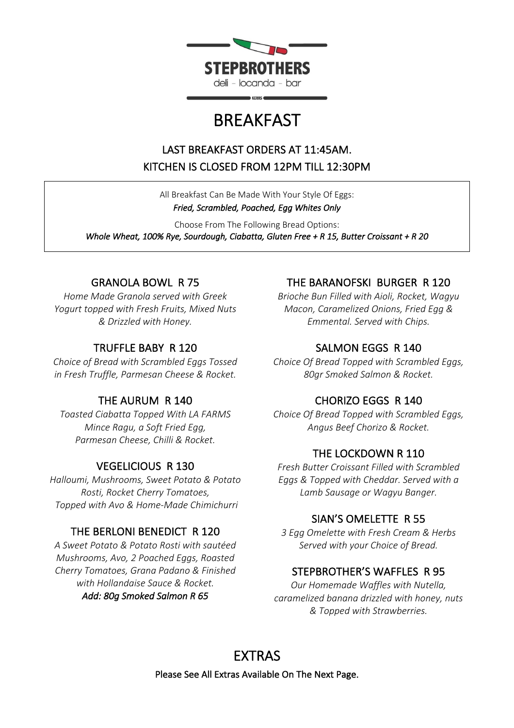# STEPBROTHERS

deli - locanda - bar

KERRS

# BREAKFAST

**LAST BREAKFAST ORDERS AT 11:45AM.**
**KITCHEN IS CLOSED FROM 12PM TILL 12:30PM**

All Breakfast Can Be Made With Your Style Of Eggs:
*Fried, Scrambled, Poached, Egg Whites Only*

Choose From The Following Bread Options:
*Whole Wheat, 100% Rye, Sourdough, Ciabatta, Gluten Free + R 15, Butter Croissant + R 20*

### GRANOLA BOWL R 75

*Home Made Granola served with Greek Yogurt topped with Fresh Fruits, Mixed Nuts & Drizzled with Honey.*

### TRUFFLE BABY R 120

*Choice of Bread with Scrambled Eggs Tossed in Fresh Truffle, Parmesan Cheese & Rocket.*

### THE AURUM R 140

*Toasted Ciabatta Topped With LA FARMS Mince Ragu, a Soft Fried Egg, Parmesan Cheese, Chilli & Rocket.*

### VEGELICIOUS R 130

*Halloumi, Mushrooms, Sweet Potato & Potato Rosti, Rocket Cherry Tomatoes, Topped with Avo & Home-Made Chimichurri*

### THE BERLONI BENEDICT R 120

*A Sweet Potato & Potato Rosti with sautéed Mushrooms, Avo, 2 Poached Eggs, Roasted Cherry Tomatoes, Grana Padano & Finished with Hollandaise Sauce & Rocket.*
*Add: 80g Smoked Salmon R 65*

### THE BARANOFSKI BURGER R 120

*Brioche Bun Filled with Aioli, Rocket, Wagyu Macon, Caramelized Onions, Fried Egg & Emmental. Served with Chips.*

### SALMON EGGS R 140

*Choice Of Bread Topped with Scrambled Eggs, 80gr Smoked Salmon & Rocket.*

### CHORIZO EGGS R 140

*Choice Of Bread Topped with Scrambled Eggs, Angus Beef Chorizo & Rocket.*

### THE LOCKDOWN R 110

*Fresh Butter Croissant Filled with Scrambled Eggs & Topped with Cheddar. Served with a Lamb Sausage or Wagyu Banger.*

### SIAN'S OMELETTE R 55

*3 Egg Omelette with Fresh Cream & Herbs Served with your Choice of Bread.*

### STEPBROTHER'S WAFFLES R 95

*Our Homemade Waffles with Nutella, caramelized banana drizzled with honey, nuts & Topped with Strawberries.*

## EXTRAS

Please See All Extras Available On The Next Page.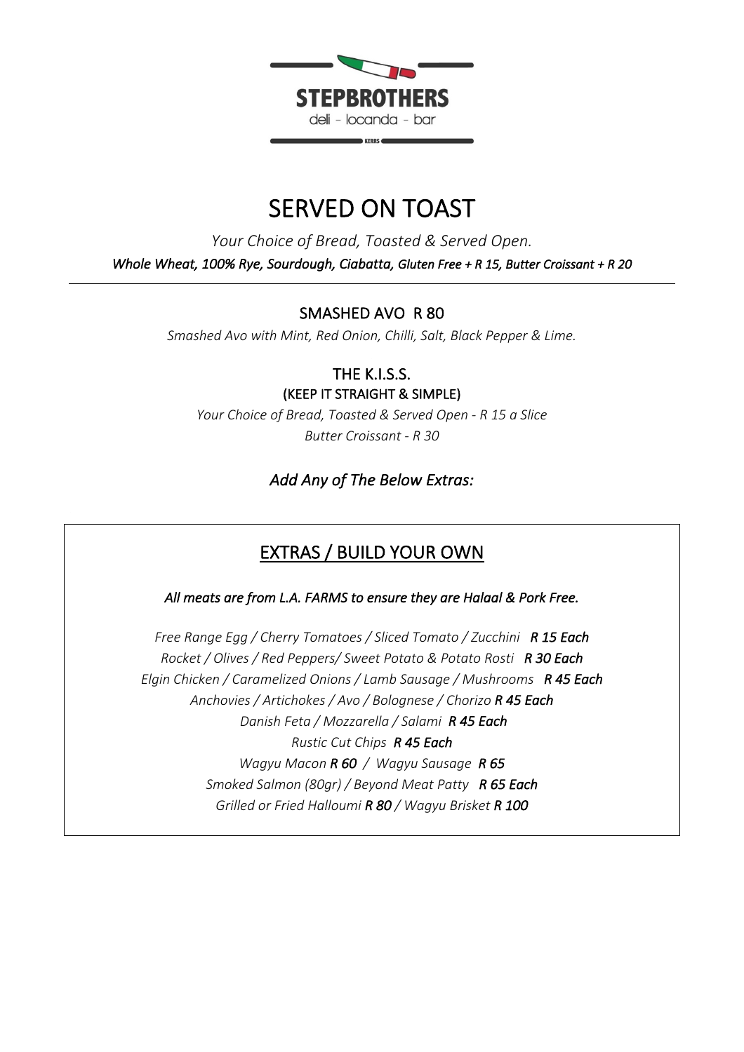STEPBROTHERS

deli - locanda - bar

KERRS

# SERVED ON TOAST

*Your Choice of Bread, Toasted & Served Open.*

***Whole Wheat, 100% Rye, Sourdough, Ciabatta, Gluten Free + R 15, Butter Croissant + R 20***

---

## SMASHED AVO R 80

*Smashed Avo with Mint, Red Onion, Chilli, Salt, Black Pepper & Lime.*

## THE K.I.S.S.

### (KEEP IT STRAIGHT & SIMPLE)

*Your Choice of Bread, Toasted & Served Open - R 15 a Slice*

*Butter Croissant - R 30*

***Add Any of The Below Extras:***

## EXTRAS / BUILD YOUR OWN

***All meats are from L.A. FARMS to ensure they are Halaal & Pork Free.***

*Free Range Egg / Cherry Tomatoes / Sliced Tomato / Zucchini* ***R 15 Each***

*Rocket / Olives / Red Peppers/ Sweet Potato & Potato Rosti* ***R 30 Each***

*Elgin Chicken / Caramelized Onions / Lamb Sausage / Mushrooms* ***R 45 Each***

*Anchovies / Artichokes / Avo / Bolognese / Chorizo* ***R 45 Each***

*Danish Feta / Mozzarella / Salami* ***R 45 Each***

*Rustic Cut Chips* ***R 45 Each***

*Wagyu Macon* ***R 60*** */ Wagyu Sausage* ***R 65***

*Smoked Salmon (80gr) / Beyond Meat Patty* ***R 65 Each***

*Grilled or Fried Halloumi* ***R 80*** */ Wagyu Brisket* ***R 100***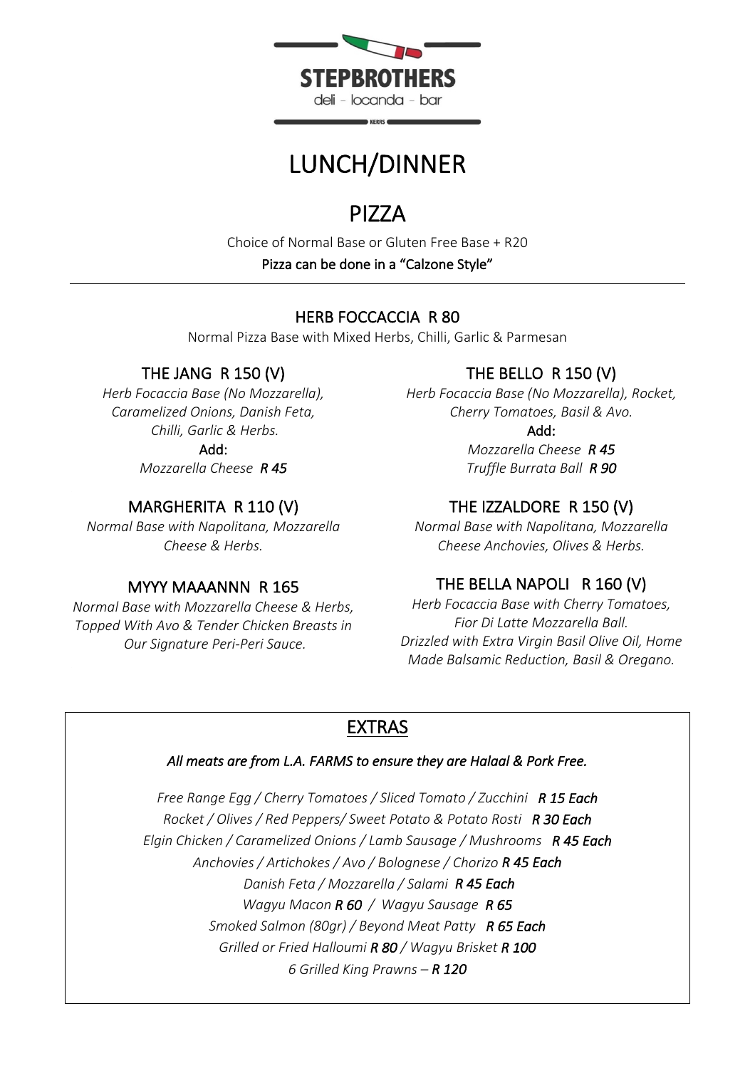STEPBROTHERS

deli - locanda - bar

# LUNCH/DINNER

## PIZZA

Choice of Normal Base or Gluten Free Base + R20

**Pizza can be done in a "Calzone Style"**

---

### HERB FOCCACCIA R 80

Normal Pizza Base with Mixed Herbs, Chilli, Garlic & Parmesan

### THE JANG R 150 (V)

*Herb Focaccia Base (No Mozzarella), Caramelized Onions, Danish Feta, Chilli, Garlic & Herbs.*

**Add:**

*Mozzarella Cheese **R 45***

### MARGHERITA R 110 (V)

*Normal Base with Napolitana, Mozzarella Cheese & Herbs.*

### MYYY MAAANNN R 165

*Normal Base with Mozzarella Cheese & Herbs, Topped With Avo & Tender Chicken Breasts in Our Signature Peri-Peri Sauce.*

### THE BELLO R 150 (V)

*Herb Focaccia Base (No Mozzarella), Rocket, Cherry Tomatoes, Basil & Avo.*

**Add:**

*Mozzarella Cheese **R 45***

*Truffle Burrata Ball **R 90***

### THE IZZALDORE R 150 (V)

*Normal Base with Napolitana, Mozzarella Cheese Anchovies, Olives & Herbs.*

### THE BELLA NAPOLI R 160 (V)

*Herb Focaccia Base with Cherry Tomatoes, Fior Di Latte Mozzarella Ball. Drizzled with Extra Virgin Basil Olive Oil, Home Made Balsamic Reduction, Basil & Oregano.*

## EXTRAS

***All meats are from L.A. FARMS to ensure they are Halaal & Pork Free.***

*Free Range Egg / Cherry Tomatoes / Sliced Tomato / Zucchini **R 15 Each***

*Rocket / Olives / Red Peppers/ Sweet Potato & Potato Rosti **R 30 Each***

*Elgin Chicken / Caramelized Onions / Lamb Sausage / Mushrooms **R 45 Each***

*Anchovies / Artichokes / Avo / Bolognese / Chorizo **R 45 Each***

*Danish Feta / Mozzarella / Salami **R 45 Each***

*Wagyu Macon **R 60** / Wagyu Sausage **R 65***

*Smoked Salmon (80gr) / Beyond Meat Patty **R 65 Each***

*Grilled or Fried Halloumi **R 80** / Wagyu Brisket **R 100***

*6 Grilled King Prawns – **R 120***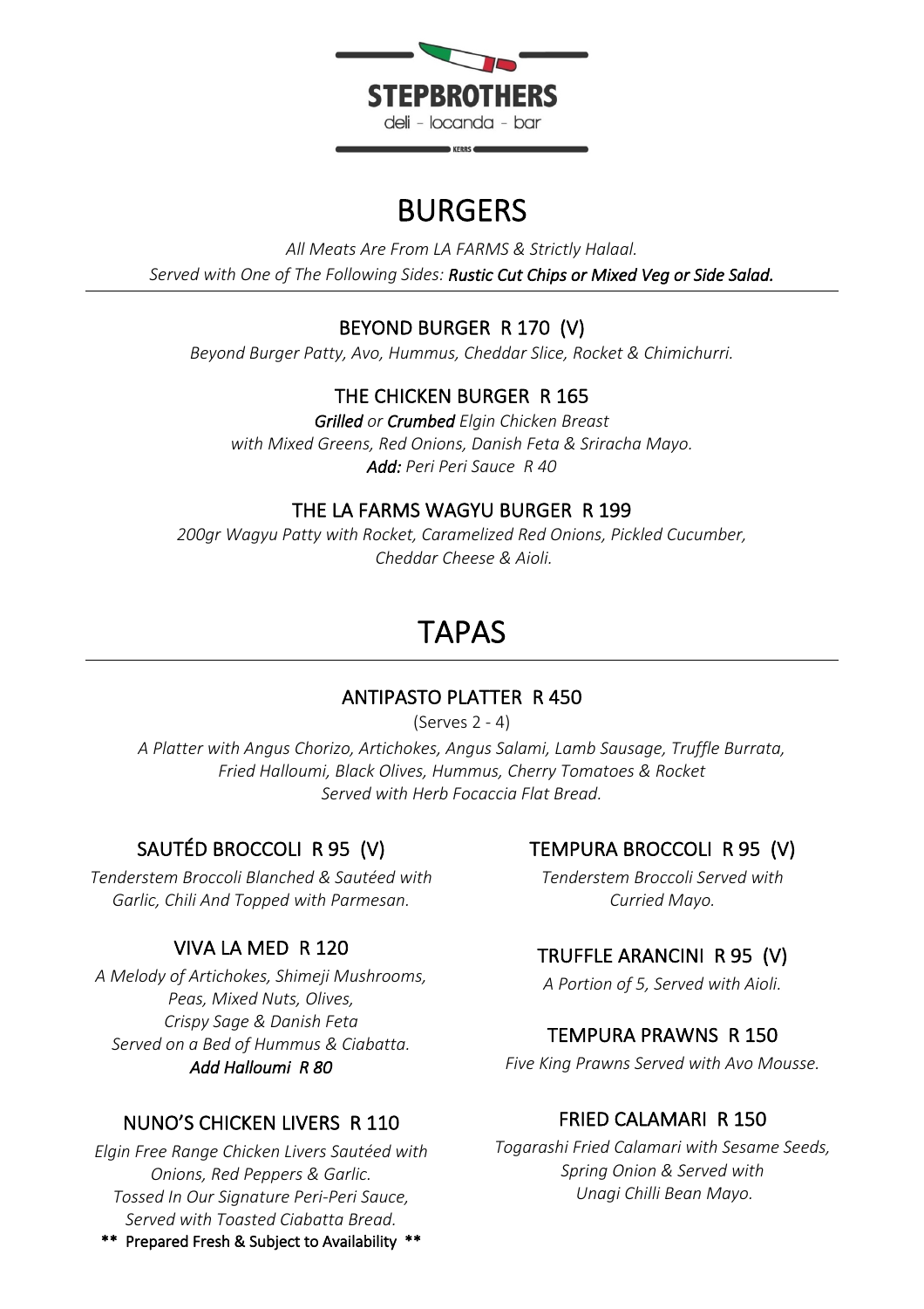# STEPBROTHERS

deli - locanda - bar

KERRS

## BURGERS

*All Meats Are From LA FARMS & Strictly Halaal.*
*Served with One of The Following Sides: **Rustic Cut Chips or Mixed Veg or Side Salad.***

### BEYOND BURGER R 170 (V)

*Beyond Burger Patty, Avo, Hummus, Cheddar Slice, Rocket & Chimichurri.*

### THE CHICKEN BURGER R 165

***Grilled** or **Crumbed** Elgin Chicken Breast*
*with Mixed Greens, Red Onions, Danish Feta & Sriracha Mayo.*
***Add:** Peri Peri Sauce R 40*

### THE LA FARMS WAGYU BURGER R 199

*200gr Wagyu Patty with Rocket, Caramelized Red Onions, Pickled Cucumber, Cheddar Cheese & Aioli.*

## TAPAS

### ANTIPASTO PLATTER R 450

(Serves 2 - 4)

*A Platter with Angus Chorizo, Artichokes, Angus Salami, Lamb Sausage, Truffle Burrata, Fried Halloumi, Black Olives, Hummus, Cherry Tomatoes & Rocket*
*Served with Herb Focaccia Flat Bread.*

### SAUTÉD BROCCOLI R 95 (V)

*Tenderstem Broccoli Blanched & Sautéed with Garlic, Chili And Topped with Parmesan.*

### VIVA LA MED R 120

*A Melody of Artichokes, Shimeji Mushrooms, Peas, Mixed Nuts, Olives, Crispy Sage & Danish Feta*
*Served on a Bed of Hummus & Ciabatta.*
***Add Halloumi R 80***

### NUNO'S CHICKEN LIVERS R 110

*Elgin Free Range Chicken Livers Sautéed with Onions, Red Peppers & Garlic.*
*Tossed In Our Signature Peri-Peri Sauce,*
*Served with Toasted Ciabatta Bread.*

** Prepared Fresh & Subject to Availability **

### TEMPURA BROCCOLI R 95 (V)

*Tenderstem Broccoli Served with Curried Mayo.*

### TRUFFLE ARANCINI R 95 (V)

*A Portion of 5, Served with Aioli.*

### TEMPURA PRAWNS R 150

*Five King Prawns Served with Avo Mousse.*

### FRIED CALAMARI R 150

*Togarashi Fried Calamari with Sesame Seeds, Spring Onion & Served with Unagi Chilli Bean Mayo.*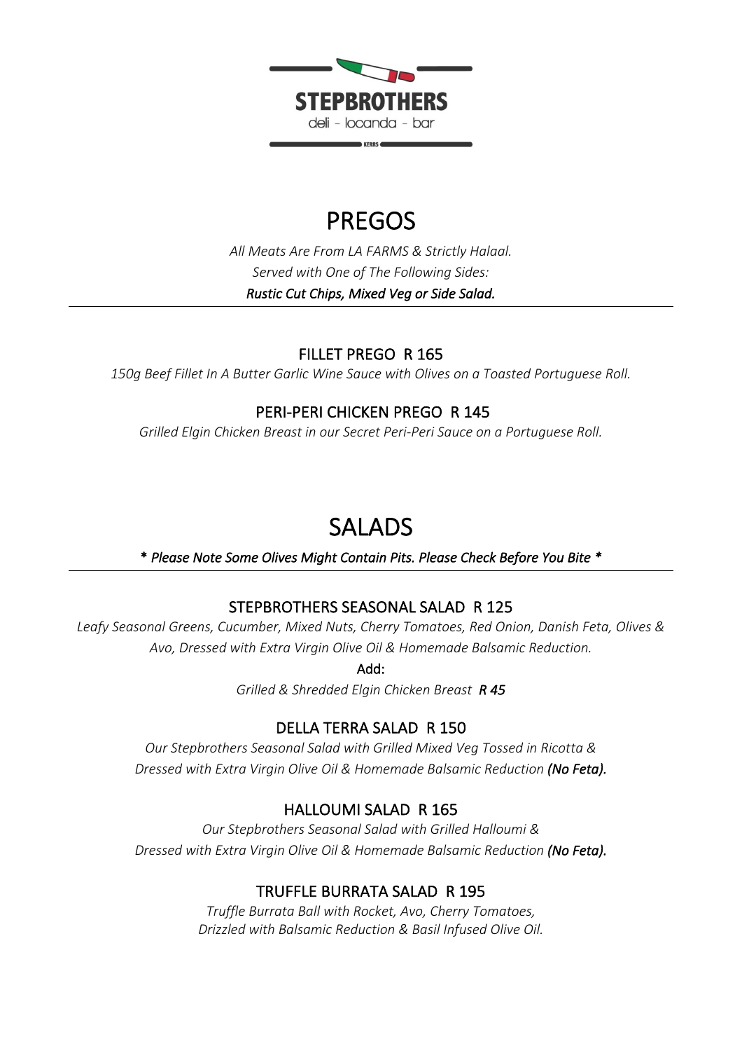STEPBROTHERS

deli - locanda - bar

KERRS

# PREGOS

*All Meats Are From LA FARMS & Strictly Halaal.*
*Served with One of The Following Sides:*
***Rustic Cut Chips, Mixed Veg or Side Salad.***

---

## FILLET PREGO R 165

*150g Beef Fillet In A Butter Garlic Wine Sauce with Olives on a Toasted Portuguese Roll.*

## PERI-PERI CHICKEN PREGO R 145

*Grilled Elgin Chicken Breast in our Secret Peri-Peri Sauce on a Portuguese Roll.*

# SALADS

***\* Please Note Some Olives Might Contain Pits. Please Check Before You Bite \****

---

## STEPBROTHERS SEASONAL SALAD R 125

*Leafy Seasonal Greens, Cucumber, Mixed Nuts, Cherry Tomatoes, Red Onion, Danish Feta, Olives & Avo, Dressed with Extra Virgin Olive Oil & Homemade Balsamic Reduction.*

**Add:**

*Grilled & Shredded Elgin Chicken Breast* ***R 45***

## DELLA TERRA SALAD R 150

*Our Stepbrothers Seasonal Salad with Grilled Mixed Veg Tossed in Ricotta & Dressed with Extra Virgin Olive Oil & Homemade Balsamic Reduction* ***(No Feta).***

## HALLOUMI SALAD R 165

*Our Stepbrothers Seasonal Salad with Grilled Halloumi & Dressed with Extra Virgin Olive Oil & Homemade Balsamic Reduction* ***(No Feta).***

## TRUFFLE BURRATA SALAD R 195

*Truffle Burrata Ball with Rocket, Avo, Cherry Tomatoes, Drizzled with Balsamic Reduction & Basil Infused Olive Oil.*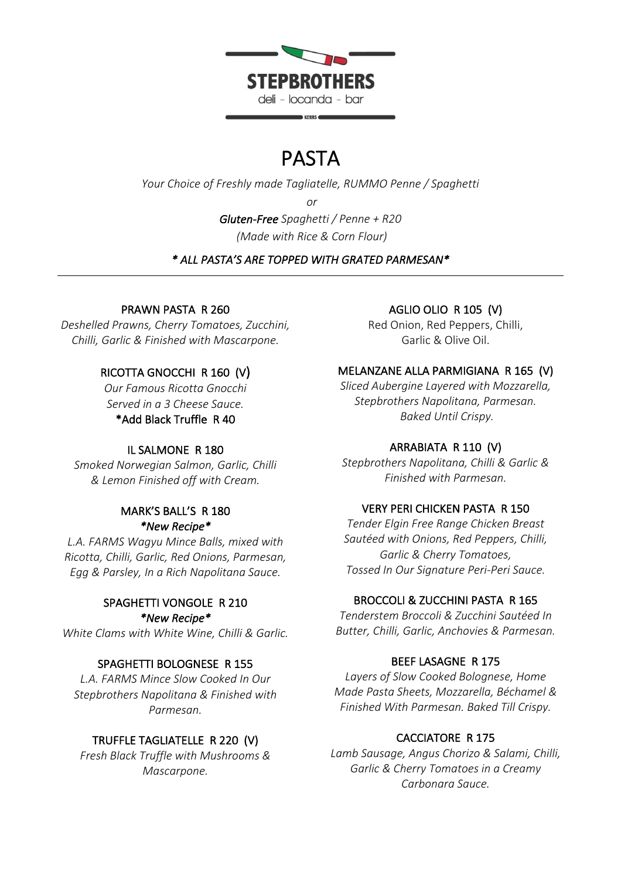STEPBROTHERS

deli - locanda - bar

KERRS

# PASTA

*Your Choice of Freshly made Tagliatelle, RUMMO Penne / Spaghetti*

*or*

***Gluten-Free** Spaghetti / Penne + R20*

*(Made with Rice & Corn Flour)*

*\* ALL PASTA'S ARE TOPPED WITH GRATED PARMESAN\**

---

**PRAWN PASTA R 260**
*Deshelled Prawns, Cherry Tomatoes, Zucchini, Chilli, Garlic & Finished with Mascarpone.*

**RICOTTA GNOCCHI R 160 (V)**
*Our Famous Ricotta Gnocchi Served in a 3 Cheese Sauce.*
**\*Add Black Truffle R 40**

**IL SALMONE R 180**
*Smoked Norwegian Salmon, Garlic, Chilli & Lemon Finished off with Cream.*

**MARK'S BALL'S R 180**
***\*New Recipe\****
*L.A. FARMS Wagyu Mince Balls, mixed with Ricotta, Chilli, Garlic, Red Onions, Parmesan, Egg & Parsley, In a Rich Napolitana Sauce.*

**SPAGHETTI VONGOLE R 210**
***\*New Recipe\****
*White Clams with White Wine, Chilli & Garlic.*

**SPAGHETTI BOLOGNESE R 155**
*L.A. FARMS Mince Slow Cooked In Our Stepbrothers Napolitana & Finished with Parmesan.*

**TRUFFLE TAGLIATELLE R 220 (V)**
*Fresh Black Truffle with Mushrooms & Mascarpone.*

**AGLIO OLIO R 105 (V)**
Red Onion, Red Peppers, Chilli, Garlic & Olive Oil.

**MELANZANE ALLA PARMIGIANA R 165 (V)**
*Sliced Aubergine Layered with Mozzarella, Stepbrothers Napolitana, Parmesan. Baked Until Crispy.*

**ARRABIATA R 110 (V)**
*Stepbrothers Napolitana, Chilli & Garlic & Finished with Parmesan.*

**VERY PERI CHICKEN PASTA R 150**
*Tender Elgin Free Range Chicken Breast Sautéed with Onions, Red Peppers, Chilli, Garlic & Cherry Tomatoes, Tossed In Our Signature Peri-Peri Sauce.*

**BROCCOLI & ZUCCHINI PASTA R 165**
*Tenderstem Broccoli & Zucchini Sautéed In Butter, Chilli, Garlic, Anchovies & Parmesan.*

**BEEF LASAGNE R 175**
*Layers of Slow Cooked Bolognese, Home Made Pasta Sheets, Mozzarella, Béchamel & Finished With Parmesan. Baked Till Crispy.*

**CACCIATORE R 175**
*Lamb Sausage, Angus Chorizo & Salami, Chilli, Garlic & Cherry Tomatoes in a Creamy Carbonara Sauce.*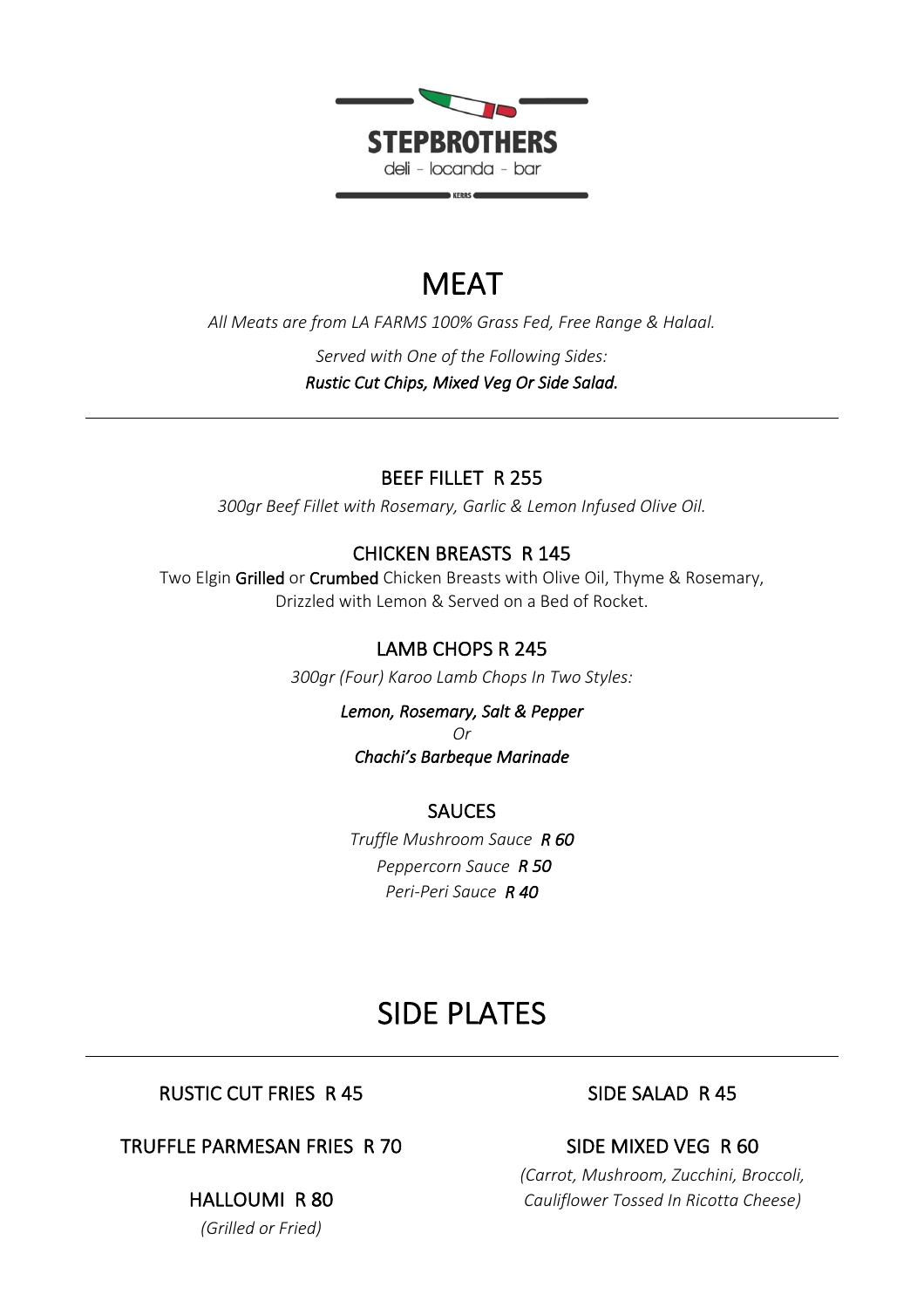**STEPBROTHERS**

deli - locanda - bar

KERRS

# MEAT

*All Meats are from LA FARMS 100% Grass Fed, Free Range & Halaal.*

*Served with One of the Following Sides:*

***Rustic Cut Chips, Mixed Veg Or Side Salad.***

---

### BEEF FILLET R 255

*300gr Beef Fillet with Rosemary, Garlic & Lemon Infused Olive Oil.*

### CHICKEN BREASTS R 145

Two Elgin **Grilled** or **Crumbed** Chicken Breasts with Olive Oil, Thyme & Rosemary, Drizzled with Lemon & Served on a Bed of Rocket.

### LAMB CHOPS R 245

*300gr (Four) Karoo Lamb Chops In Two Styles:*

***Lemon, Rosemary, Salt & Pepper***

*Or*

***Chachi's Barbeque Marinade***

### SAUCES

*Truffle Mushroom Sauce* ***R 60***

*Peppercorn Sauce* ***R 50***

*Peri-Peri Sauce* ***R 40***

# SIDE PLATES

---

RUSTIC CUT FRIES R 45

TRUFFLE PARMESAN FRIES R 70

HALLOUMI R 80

*(Grilled or Fried)*

SIDE SALAD R 45

SIDE MIXED VEG R 60

*(Carrot, Mushroom, Zucchini, Broccoli, Cauliflower Tossed In Ricotta Cheese)*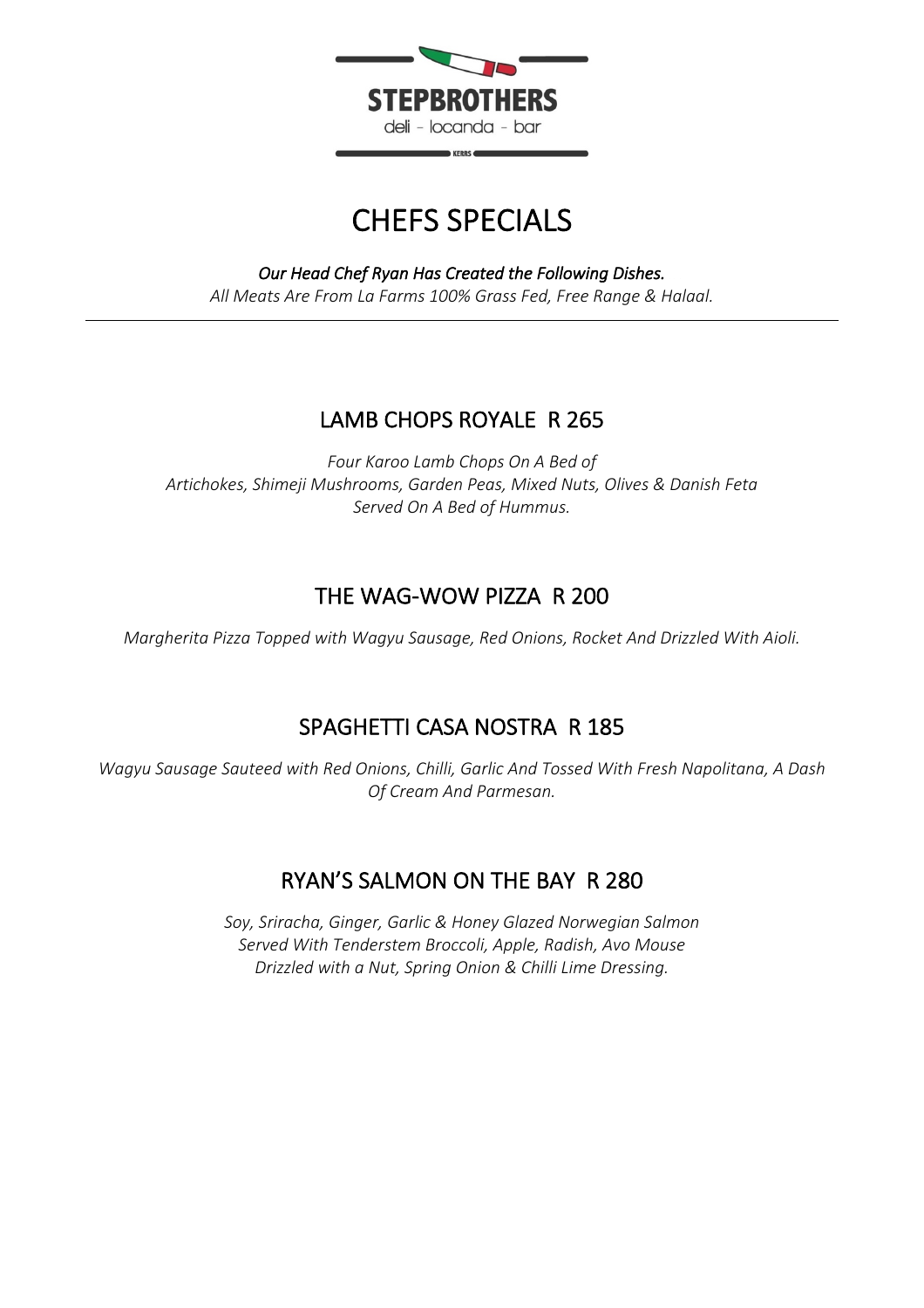STEPBROTHERS

deli - locanda - bar

KERRS

# CHEFS SPECIALS

***Our Head Chef Ryan Has Created the Following Dishes.***

*All Meats Are From La Farms 100% Grass Fed, Free Range & Halaal.*

---

## LAMB CHOPS ROYALE R 265

*Four Karoo Lamb Chops On A Bed of*
*Artichokes, Shimeji Mushrooms, Garden Peas, Mixed Nuts, Olives & Danish Feta*
*Served On A Bed of Hummus.*

## THE WAG-WOW PIZZA R 200

*Margherita Pizza Topped with Wagyu Sausage, Red Onions, Rocket And Drizzled With Aioli.*

## SPAGHETTI CASA NOSTRA R 185

*Wagyu Sausage Sauteed with Red Onions, Chilli, Garlic And Tossed With Fresh Napolitana, A Dash Of Cream And Parmesan.*

## RYAN'S SALMON ON THE BAY R 280

*Soy, Sriracha, Ginger, Garlic & Honey Glazed Norwegian Salmon*
*Served With Tenderstem Broccoli, Apple, Radish, Avo Mouse*
*Drizzled with a Nut, Spring Onion & Chilli Lime Dressing.*